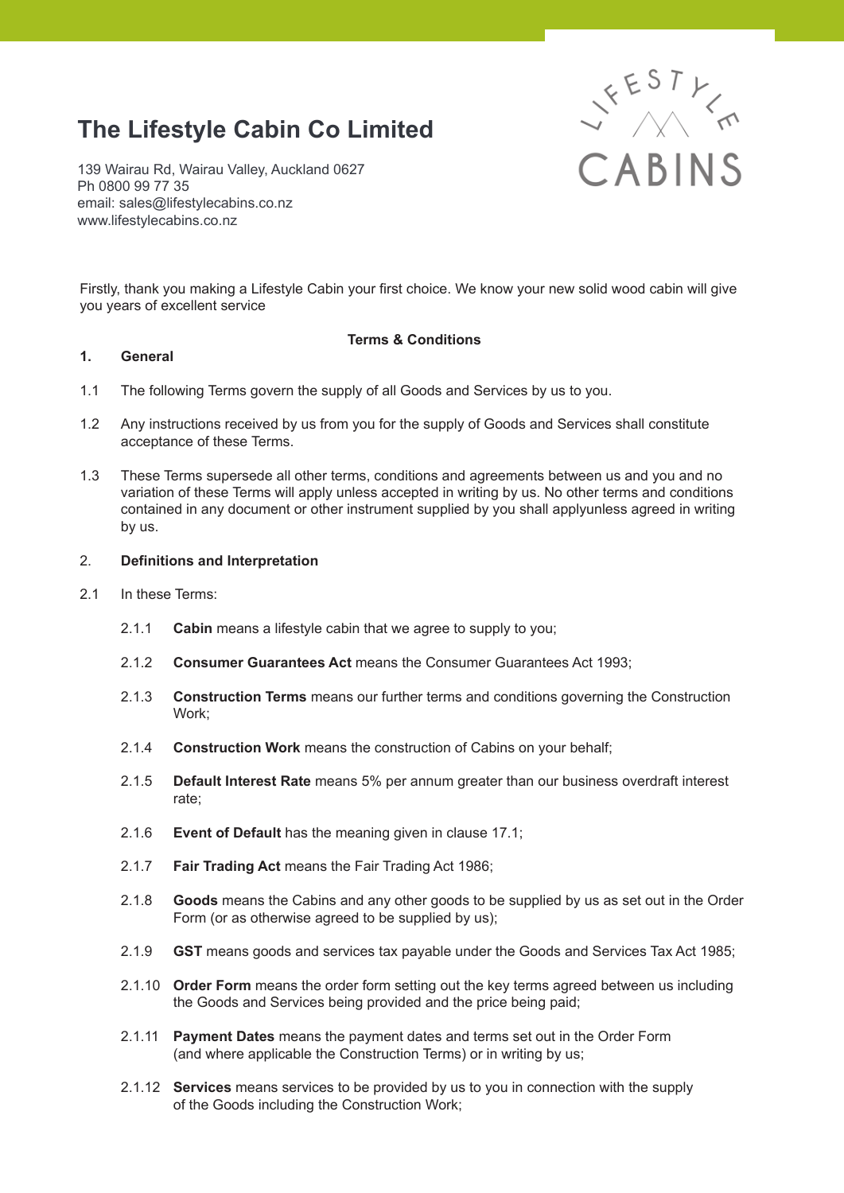# The Lifestyle Cabin Co Limited

139 Wairau Rd, Wairau Valley, Auckland 0627
Ph 0800 99 77 35
email: sales@lifestylecabins.co.nz
www.lifestylecabins.co.nz

Firstly, thank you making a Lifestyle Cabin your first choice. We know your new solid wood cabin will give you years of excellent service

**Terms & Conditions**

**1. General**

1.1 The following Terms govern the supply of all Goods and Services by us to you.

1.2 Any instructions received by us from you for the supply of Goods and Services shall constitute acceptance of these Terms.

1.3 These Terms supersede all other terms, conditions and agreements between us and you and no variation of these Terms will apply unless accepted in writing by us. No other terms and conditions contained in any document or other instrument supplied by you shall applyunless agreed in writing by us.

2. **Definitions and Interpretation**

2.1 In these Terms:

2.1.1 **Cabin** means a lifestyle cabin that we agree to supply to you;

2.1.2 **Consumer Guarantees Act** means the Consumer Guarantees Act 1993;

2.1.3 **Construction Terms** means our further terms and conditions governing the Construction Work;

2.1.4 **Construction Work** means the construction of Cabins on your behalf;

2.1.5 **Default Interest Rate** means 5% per annum greater than our business overdraft interest rate;

2.1.6 **Event of Default** has the meaning given in clause 17.1;

2.1.7 **Fair Trading Act** means the Fair Trading Act 1986;

2.1.8 **Goods** means the Cabins and any other goods to be supplied by us as set out in the Order Form (or as otherwise agreed to be supplied by us);

2.1.9 **GST** means goods and services tax payable under the Goods and Services Tax Act 1985;

2.1.10 **Order Form** means the order form setting out the key terms agreed between us including the Goods and Services being provided and the price being paid;

2.1.11 **Payment Dates** means the payment dates and terms set out in the Order Form (and where applicable the Construction Terms) or in writing by us;

2.1.12 **Services** means services to be provided by us to you in connection with the supply of the Goods including the Construction Work;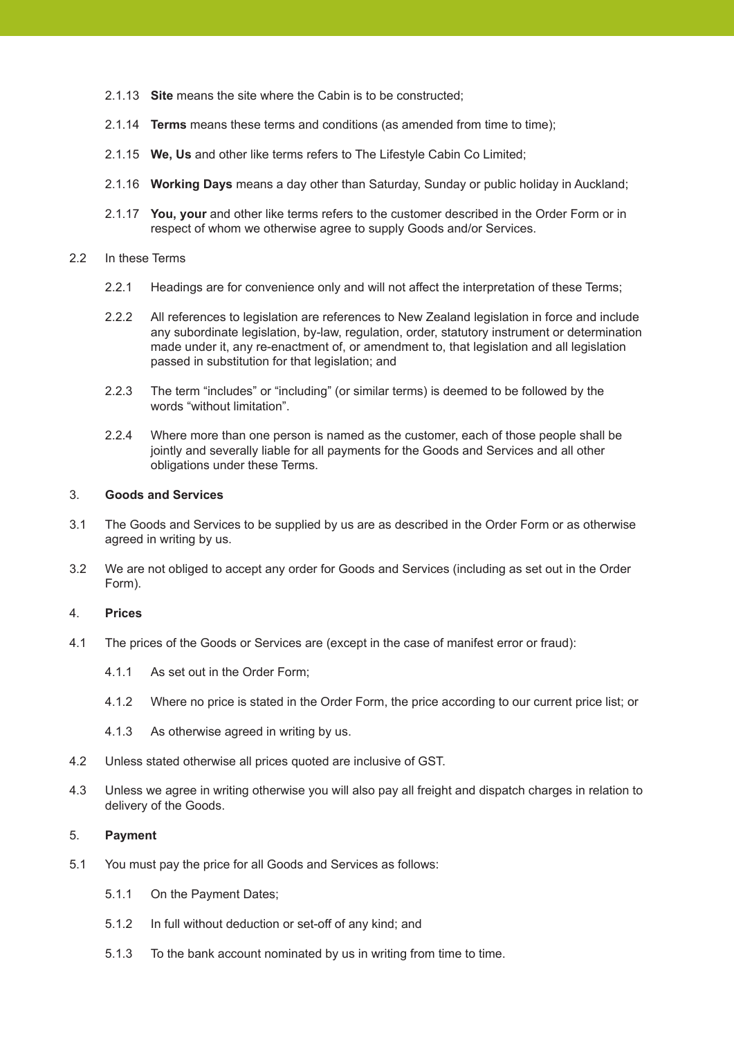2.1.13 **Site** means the site where the Cabin is to be constructed;

2.1.14 **Terms** means these terms and conditions (as amended from time to time);

2.1.15 **We, Us** and other like terms refers to The Lifestyle Cabin Co Limited;

2.1.16 **Working Days** means a day other than Saturday, Sunday or public holiday in Auckland;

2.1.17 **You, your** and other like terms refers to the customer described in the Order Form or in respect of whom we otherwise agree to supply Goods and/or Services.

2.2 In these Terms

2.2.1 Headings are for convenience only and will not affect the interpretation of these Terms;

2.2.2 All references to legislation are references to New Zealand legislation in force and include any subordinate legislation, by-law, regulation, order, statutory instrument or determination made under it, any re-enactment of, or amendment to, that legislation and all legislation passed in substitution for that legislation; and

2.2.3 The term "includes" or "including" (or similar terms) is deemed to be followed by the words "without limitation".

2.2.4 Where more than one person is named as the customer, each of those people shall be jointly and severally liable for all payments for the Goods and Services and all other obligations under these Terms.

## 3. Goods and Services

3.1 The Goods and Services to be supplied by us are as described in the Order Form or as otherwise agreed in writing by us.

3.2 We are not obliged to accept any order for Goods and Services (including as set out in the Order Form).

## 4. Prices

4.1 The prices of the Goods or Services are (except in the case of manifest error or fraud):

4.1.1 As set out in the Order Form;

4.1.2 Where no price is stated in the Order Form, the price according to our current price list; or

4.1.3 As otherwise agreed in writing by us.

4.2 Unless stated otherwise all prices quoted are inclusive of GST.

4.3 Unless we agree in writing otherwise you will also pay all freight and dispatch charges in relation to delivery of the Goods.

## 5. Payment

5.1 You must pay the price for all Goods and Services as follows:

5.1.1 On the Payment Dates;

5.1.2 In full without deduction or set-off of any kind; and

5.1.3 To the bank account nominated by us in writing from time to time.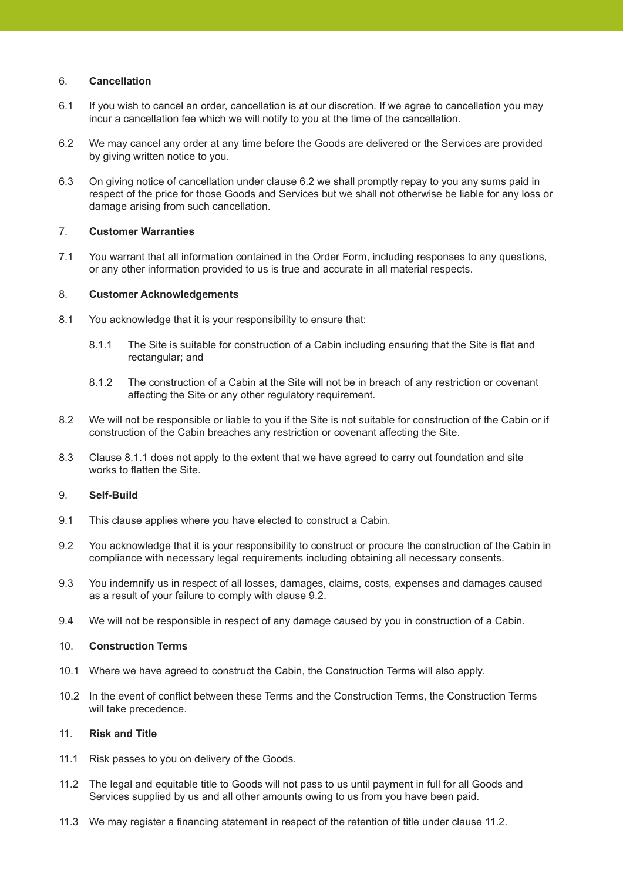## 6. Cancellation

6.1 If you wish to cancel an order, cancellation is at our discretion. If we agree to cancellation you may incur a cancellation fee which we will notify to you at the time of the cancellation.

6.2 We may cancel any order at any time before the Goods are delivered or the Services are provided by giving written notice to you.

6.3 On giving notice of cancellation under clause 6.2 we shall promptly repay to you any sums paid in respect of the price for those Goods and Services but we shall not otherwise be liable for any loss or damage arising from such cancellation.

## 7. Customer Warranties

7.1 You warrant that all information contained in the Order Form, including responses to any questions, or any other information provided to us is true and accurate in all material respects.

## 8. Customer Acknowledgements

8.1 You acknowledge that it is your responsibility to ensure that:

   8.1.1 The Site is suitable for construction of a Cabin including ensuring that the Site is flat and rectangular; and

   8.1.2 The construction of a Cabin at the Site will not be in breach of any restriction or covenant affecting the Site or any other regulatory requirement.

8.2 We will not be responsible or liable to you if the Site is not suitable for construction of the Cabin or if construction of the Cabin breaches any restriction or covenant affecting the Site.

8.3 Clause 8.1.1 does not apply to the extent that we have agreed to carry out foundation and site works to flatten the Site.

## 9. Self-Build

9.1 This clause applies where you have elected to construct a Cabin.

9.2 You acknowledge that it is your responsibility to construct or procure the construction of the Cabin in compliance with necessary legal requirements including obtaining all necessary consents.

9.3 You indemnify us in respect of all losses, damages, claims, costs, expenses and damages caused as a result of your failure to comply with clause 9.2.

9.4 We will not be responsible in respect of any damage caused by you in construction of a Cabin.

## 10. Construction Terms

10.1 Where we have agreed to construct the Cabin, the Construction Terms will also apply.

10.2 In the event of conflict between these Terms and the Construction Terms, the Construction Terms will take precedence.

## 11. Risk and Title

11.1 Risk passes to you on delivery of the Goods.

11.2 The legal and equitable title to Goods will not pass to us until payment in full for all Goods and Services supplied by us and all other amounts owing to us from you have been paid.

11.3 We may register a financing statement in respect of the retention of title under clause 11.2.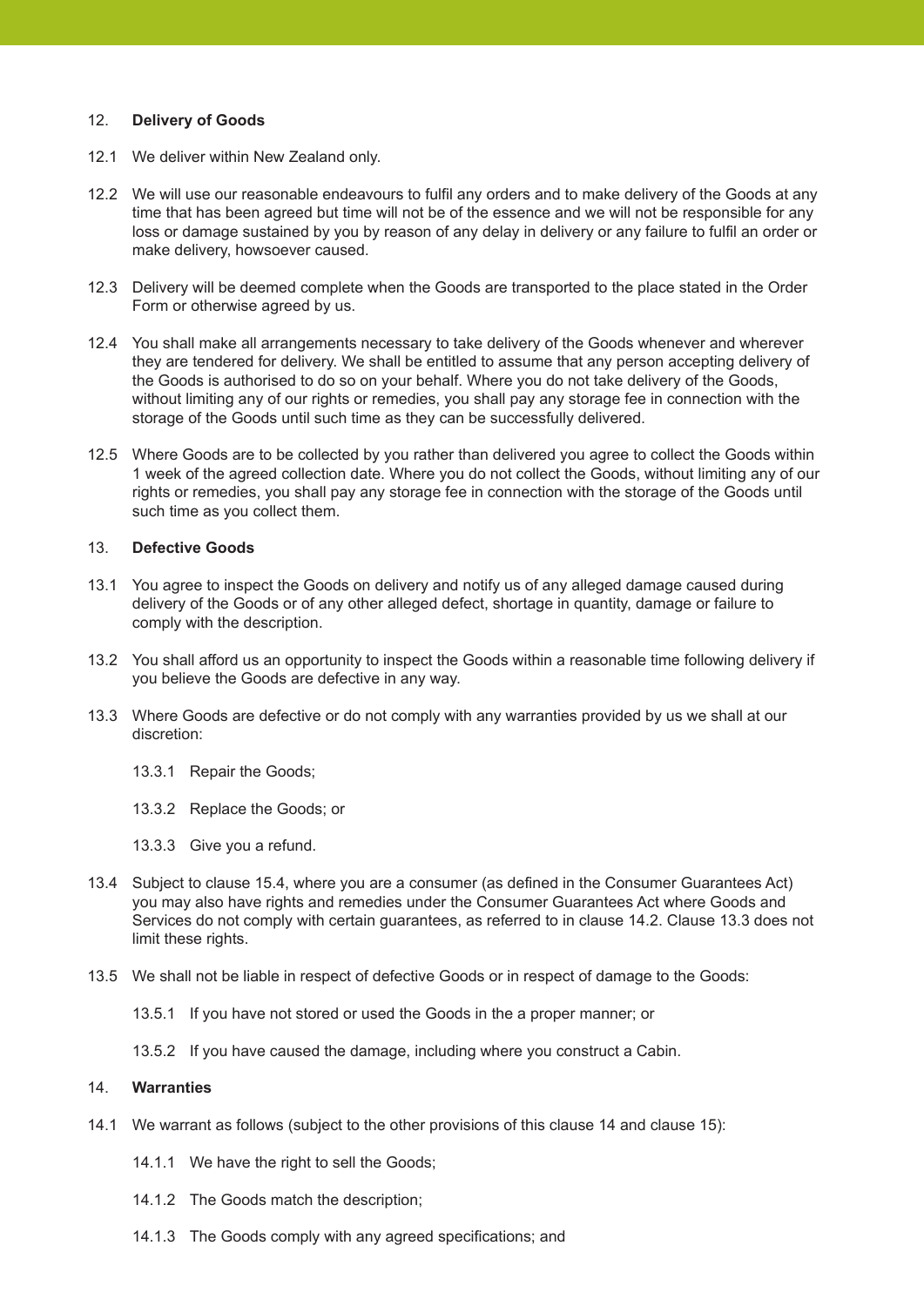## 12. **Delivery of Goods**

12.1 We deliver within New Zealand only.

12.2 We will use our reasonable endeavours to fulfil any orders and to make delivery of the Goods at any time that has been agreed but time will not be of the essence and we will not be responsible for any loss or damage sustained by you by reason of any delay in delivery or any failure to fulfil an order or make delivery, howsoever caused.

12.3 Delivery will be deemed complete when the Goods are transported to the place stated in the Order Form or otherwise agreed by us.

12.4 You shall make all arrangements necessary to take delivery of the Goods whenever and wherever they are tendered for delivery. We shall be entitled to assume that any person accepting delivery of the Goods is authorised to do so on your behalf. Where you do not take delivery of the Goods, without limiting any of our rights or remedies, you shall pay any storage fee in connection with the storage of the Goods until such time as they can be successfully delivered.

12.5 Where Goods are to be collected by you rather than delivered you agree to collect the Goods within 1 week of the agreed collection date. Where you do not collect the Goods, without limiting any of our rights or remedies, you shall pay any storage fee in connection with the storage of the Goods until such time as you collect them.

## 13. **Defective Goods**

13.1 You agree to inspect the Goods on delivery and notify us of any alleged damage caused during delivery of the Goods or of any other alleged defect, shortage in quantity, damage or failure to comply with the description.

13.2 You shall afford us an opportunity to inspect the Goods within a reasonable time following delivery if you believe the Goods are defective in any way.

13.3 Where Goods are defective or do not comply with any warranties provided by us we shall at our discretion:

- 13.3.1 Repair the Goods;
- 13.3.2 Replace the Goods; or
- 13.3.3 Give you a refund.

13.4 Subject to clause 15.4, where you are a consumer (as defined in the Consumer Guarantees Act) you may also have rights and remedies under the Consumer Guarantees Act where Goods and Services do not comply with certain guarantees, as referred to in clause 14.2. Clause 13.3 does not limit these rights.

13.5 We shall not be liable in respect of defective Goods or in respect of damage to the Goods:

- 13.5.1 If you have not stored or used the Goods in the a proper manner; or
- 13.5.2 If you have caused the damage, including where you construct a Cabin.

## 14. **Warranties**

14.1 We warrant as follows (subject to the other provisions of this clause 14 and clause 15):

- 14.1.1 We have the right to sell the Goods;
- 14.1.2 The Goods match the description;
- 14.1.3 The Goods comply with any agreed specifications; and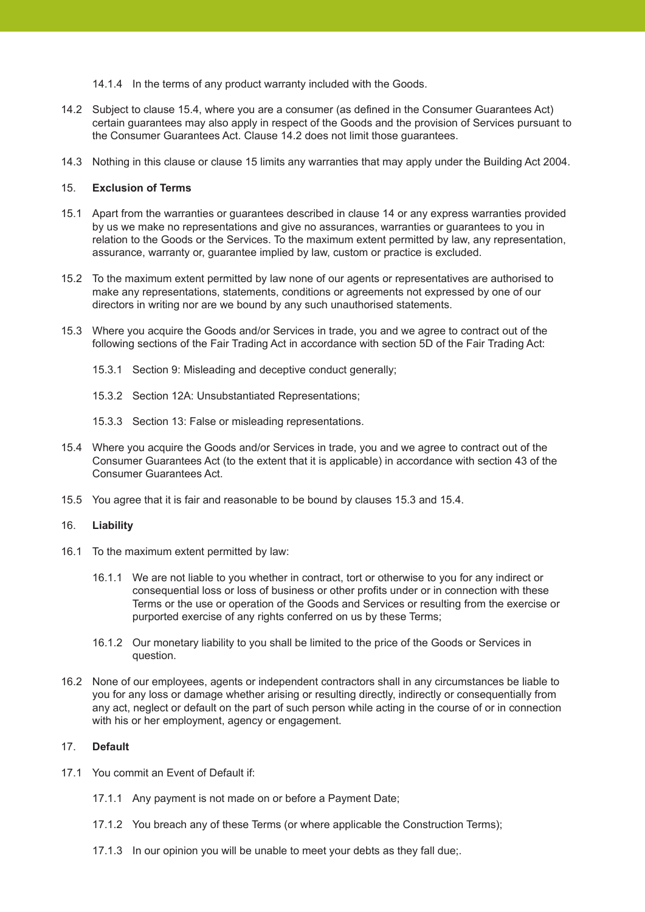14.1.4 In the terms of any product warranty included with the Goods.

14.2 Subject to clause 15.4, where you are a consumer (as defined in the Consumer Guarantees Act) certain guarantees may also apply in respect of the Goods and the provision of Services pursuant to the Consumer Guarantees Act. Clause 14.2 does not limit those guarantees.

14.3 Nothing in this clause or clause 15 limits any warranties that may apply under the Building Act 2004.

15. **Exclusion of Terms**

15.1 Apart from the warranties or guarantees described in clause 14 or any express warranties provided by us we make no representations and give no assurances, warranties or guarantees to you in relation to the Goods or the Services. To the maximum extent permitted by law, any representation, assurance, warranty or, guarantee implied by law, custom or practice is excluded.

15.2 To the maximum extent permitted by law none of our agents or representatives are authorised to make any representations, statements, conditions or agreements not expressed by one of our directors in writing nor are we bound by any such unauthorised statements.

15.3 Where you acquire the Goods and/or Services in trade, you and we agree to contract out of the following sections of the Fair Trading Act in accordance with section 5D of the Fair Trading Act:

15.3.1 Section 9: Misleading and deceptive conduct generally;

15.3.2 Section 12A: Unsubstantiated Representations;

15.3.3 Section 13: False or misleading representations.

15.4 Where you acquire the Goods and/or Services in trade, you and we agree to contract out of the Consumer Guarantees Act (to the extent that it is applicable) in accordance with section 43 of the Consumer Guarantees Act.

15.5 You agree that it is fair and reasonable to be bound by clauses 15.3 and 15.4.

16. **Liability**

16.1 To the maximum extent permitted by law:

16.1.1 We are not liable to you whether in contract, tort or otherwise to you for any indirect or consequential loss or loss of business or other profits under or in connection with these Terms or the use or operation of the Goods and Services or resulting from the exercise or purported exercise of any rights conferred on us by these Terms;

16.1.2 Our monetary liability to you shall be limited to the price of the Goods or Services in question.

16.2 None of our employees, agents or independent contractors shall in any circumstances be liable to you for any loss or damage whether arising or resulting directly, indirectly or consequentially from any act, neglect or default on the part of such person while acting in the course of or in connection with his or her employment, agency or engagement.

17. **Default**

17.1 You commit an Event of Default if:

17.1.1 Any payment is not made on or before a Payment Date;

17.1.2 You breach any of these Terms (or where applicable the Construction Terms);

17.1.3 In our opinion you will be unable to meet your debts as they fall due;.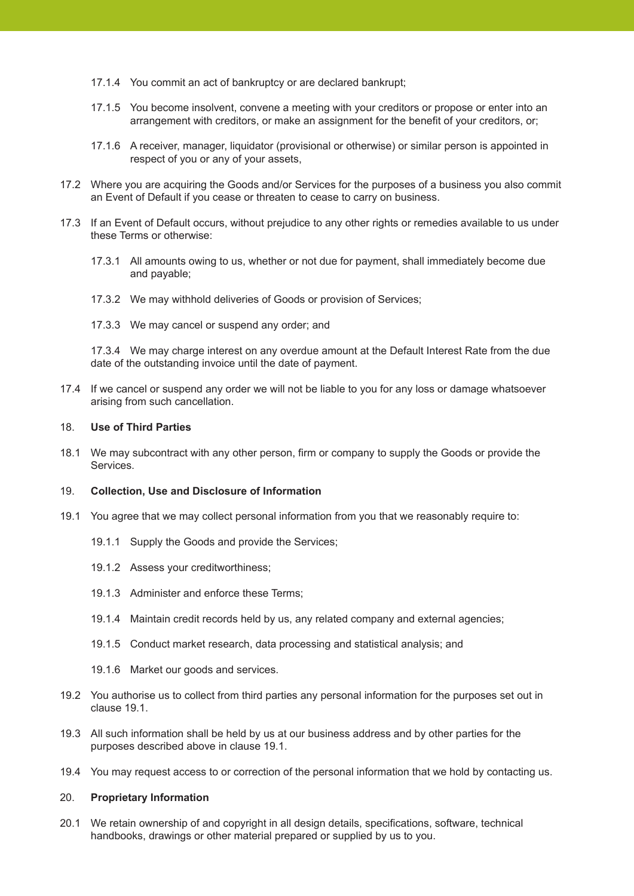17.1.4 You commit an act of bankruptcy or are declared bankrupt;

17.1.5 You become insolvent, convene a meeting with your creditors or propose or enter into an arrangement with creditors, or make an assignment for the benefit of your creditors, or;

17.1.6 A receiver, manager, liquidator (provisional or otherwise) or similar person is appointed in respect of you or any of your assets,

17.2 Where you are acquiring the Goods and/or Services for the purposes of a business you also commit an Event of Default if you cease or threaten to cease to carry on business.

17.3 If an Event of Default occurs, without prejudice to any other rights or remedies available to us under these Terms or otherwise:

17.3.1 All amounts owing to us, whether or not due for payment, shall immediately become due and payable;

17.3.2 We may withhold deliveries of Goods or provision of Services;

17.3.3 We may cancel or suspend any order; and

17.3.4 We may charge interest on any overdue amount at the Default Interest Rate from the due date of the outstanding invoice until the date of payment.

17.4 If we cancel or suspend any order we will not be liable to you for any loss or damage whatsoever arising from such cancellation.

18. **Use of Third Parties**

18.1 We may subcontract with any other person, firm or company to supply the Goods or provide the Services.

19. **Collection, Use and Disclosure of Information**

19.1 You agree that we may collect personal information from you that we reasonably require to:

19.1.1 Supply the Goods and provide the Services;

19.1.2 Assess your creditworthiness;

19.1.3 Administer and enforce these Terms;

19.1.4 Maintain credit records held by us, any related company and external agencies;

19.1.5 Conduct market research, data processing and statistical analysis; and

19.1.6 Market our goods and services.

19.2 You authorise us to collect from third parties any personal information for the purposes set out in clause 19.1.

19.3 All such information shall be held by us at our business address and by other parties for the purposes described above in clause 19.1.

19.4 You may request access to or correction of the personal information that we hold by contacting us.

20. **Proprietary Information**

20.1 We retain ownership of and copyright in all design details, specifications, software, technical handbooks, drawings or other material prepared or supplied by us to you.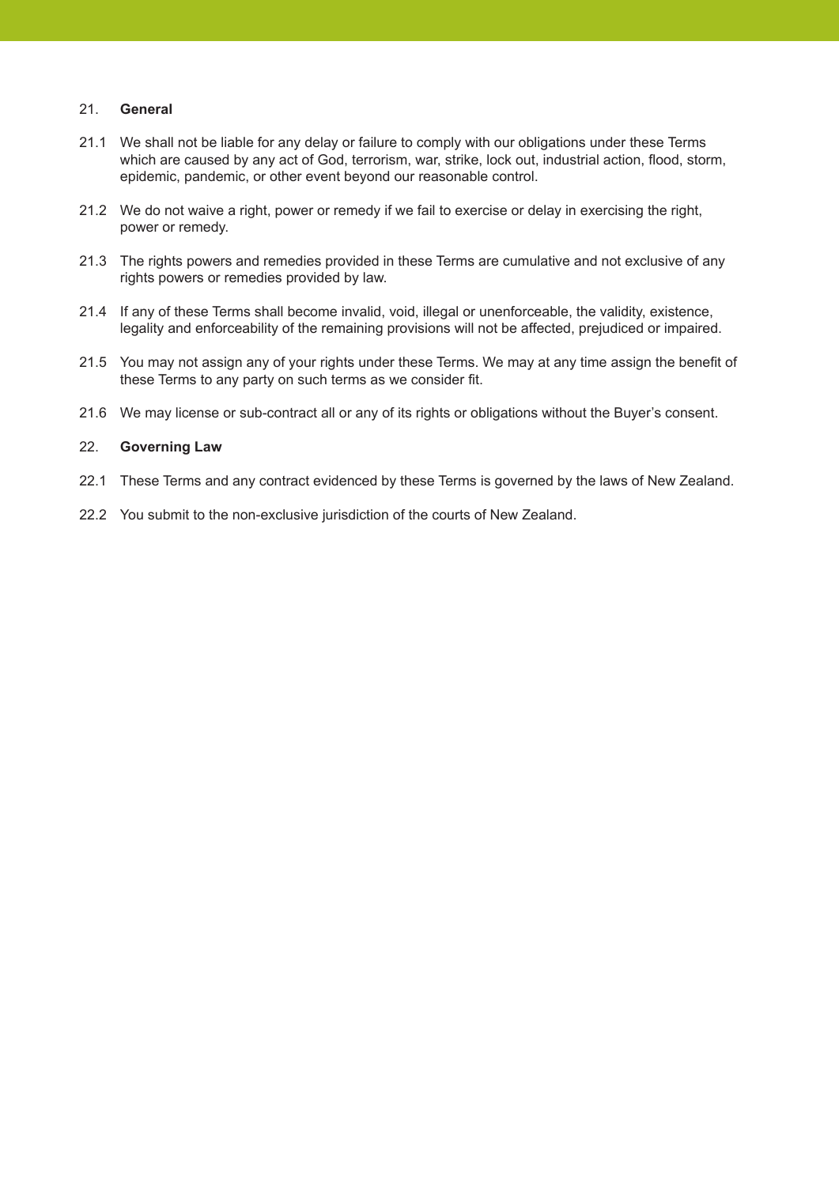## 21. General

21.1 We shall not be liable for any delay or failure to comply with our obligations under these Terms which are caused by any act of God, terrorism, war, strike, lock out, industrial action, flood, storm, epidemic, pandemic, or other event beyond our reasonable control.

21.2 We do not waive a right, power or remedy if we fail to exercise or delay in exercising the right, power or remedy.

21.3 The rights powers and remedies provided in these Terms are cumulative and not exclusive of any rights powers or remedies provided by law.

21.4 If any of these Terms shall become invalid, void, illegal or unenforceable, the validity, existence, legality and enforceability of the remaining provisions will not be affected, prejudiced or impaired.

21.5 You may not assign any of your rights under these Terms. We may at any time assign the benefit of these Terms to any party on such terms as we consider fit.

21.6 We may license or sub-contract all or any of its rights or obligations without the Buyer's consent.

## 22. Governing Law

22.1 These Terms and any contract evidenced by these Terms is governed by the laws of New Zealand.

22.2 You submit to the non-exclusive jurisdiction of the courts of New Zealand.